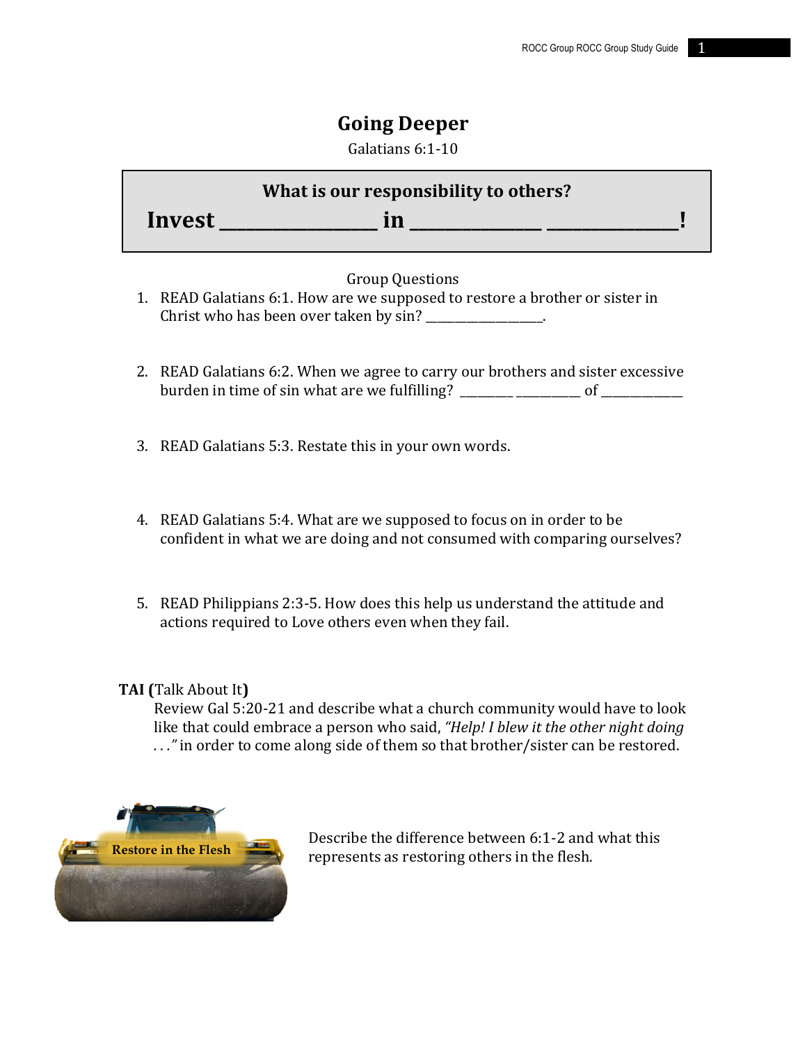# Going Deeper

Galatians 6:1-10

**What is our responsibility to others?**

**Invest ________________ in ______________ ______________!**

Group Questions

1. READ Galatians 6:1. How are we supposed to restore a brother or sister in Christ who has been over taken by sin? _________________.

2. READ Galatians 6:2. When we agree to carry our brothers and sister excessive burden in time of sin what are we fulfilling? ________ _________ of ____________

3. READ Galatians 5:3. Restate this in your own words.

4. READ Galatians 5:4. What are we supposed to focus on in order to be confident in what we are doing and not consumed with comparing ourselves?

5. READ Philippians 2:3-5. How does this help us understand the attitude and actions required to Love others even when they fail.

**TAI (**Talk About It**)**

Review Gal 5:20-21 and describe what a church community would have to look like that could embrace a person who said, *"Help! I blew it the other night doing . . ."* in order to come along side of them so that brother/sister can be restored.

**Restore in the Flesh**

Describe the difference between 6:1-2 and what this represents as restoring others in the flesh.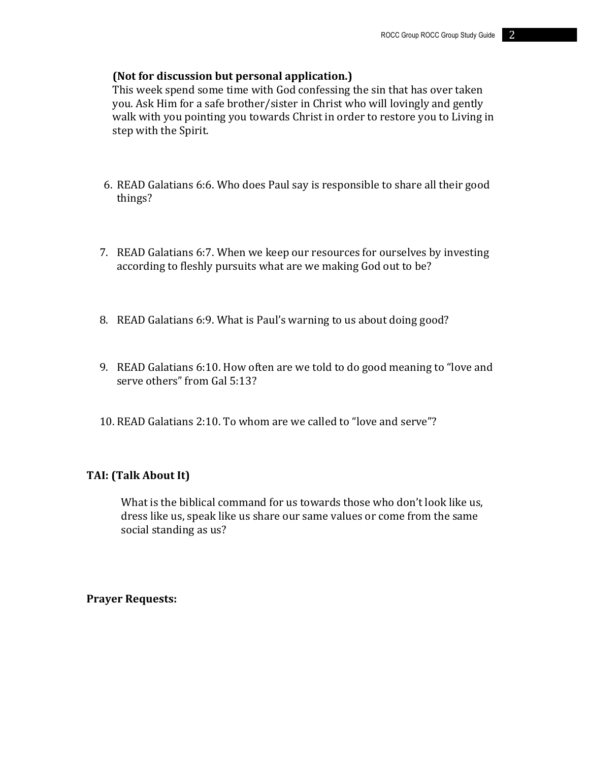**(Not for discussion but personal application.)**
This week spend some time with God confessing the sin that has over taken you. Ask Him for a safe brother/sister in Christ who will lovingly and gently walk with you pointing you towards Christ in order to restore you to Living in step with the Spirit.

6. READ Galatians 6:6. Who does Paul say is responsible to share all their good things?

7. READ Galatians 6:7. When we keep our resources for ourselves by investing according to fleshly pursuits what are we making God out to be?

8. READ Galatians 6:9. What is Paul's warning to us about doing good?

9. READ Galatians 6:10. How often are we told to do good meaning to "love and serve others" from Gal 5:13?

10. READ Galatians 2:10. To whom are we called to "love and serve"?

**TAI: (Talk About It)**

What is the biblical command for us towards those who don't look like us, dress like us, speak like us share our same values or come from the same social standing as us?

**Prayer Requests:**